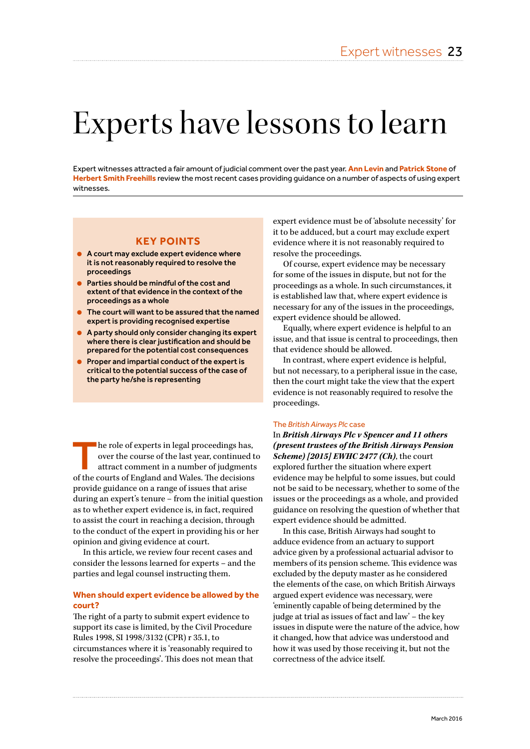# Experts have lessons to learn

Expert witnesses attracted a fair amount of judicial comment over the past year. **Ann Levin** and **Patrick Stone** of **Herbert Smith Freehills** review the most recent cases providing guidance on a number of aspects of using expert witnesses.

## KEY POINTS

- **A court may exclude expert evidence where it is not reasonably required to resolve the proceedings**
- **Parties should be mindful of the cost and extent of that evidence in the context of the proceedings as a whole**
- **The court will want to be assured that the named expert is providing recognised expertise**
- **A party should only consider changing its expert where there is clear justification and should be prepared for the potential cost consequences**
- **Proper and impartial conduct of the expert is critical to the potential success of the case of the party he/she is representing**

The role of experts in legal proceedings has, over the course of the last year, continued to attract comment in a number of judgments of the courts of England and Wales. The decisions provide guidance on a range of issues that arise during an expert's tenure – from the initial question as to whether expert evidence is, in fact, required to assist the court in reaching a decision, through to the conduct of the expert in providing his or her opinion and giving evidence at court.

In this article, we review four recent cases and consider the lessons learned for experts – and the parties and legal counsel instructing them.

### When should expert evidence be allowed by the court?

The right of a party to submit expert evidence to support its case is limited, by the Civil Procedure Rules 1998, SI 1998/3132 (CPR) r 35.1, to circumstances where it is 'reasonably required to resolve the proceedings'. This does not mean that expert evidence must be of 'absolute necessity' for it to be adduced, but a court may exclude expert evidence where it is not reasonably required to resolve the proceedings.

Of course, expert evidence may be necessary for some of the issues in dispute, but not for the proceedings as a whole. In such circumstances, it is established law that, where expert evidence is necessary for any of the issues in the proceedings, expert evidence should be allowed.

Equally, where expert evidence is helpful to an issue, and that issue is central to proceedings, then that evidence should be allowed.

In contrast, where expert evidence is helpful, but not necessary, to a peripheral issue in the case, then the court might take the view that the expert evidence is not reasonably required to resolve the proceedings.

### The *British Airways Plc* case

In ***British Airways Plc v Spencer and 11 others (present trustees of the British Airways Pension Scheme) [2015] EWHC 2477 (Ch)***, the court explored further the situation where expert evidence may be helpful to some issues, but could not be said to be necessary, whether to some of the issues or the proceedings as a whole, and provided guidance on resolving the question of whether that expert evidence should be admitted.

In this case, British Airways had sought to adduce evidence from an actuary to support advice given by a professional actuarial advisor to members of its pension scheme. This evidence was excluded by the deputy master as he considered the elements of the case, on which British Airways argued expert evidence was necessary, were 'eminently capable of being determined by the judge at trial as issues of fact and law' – the key issues in dispute were the nature of the advice, how it changed, how that advice was understood and how it was used by those receiving it, but not the correctness of the advice itself.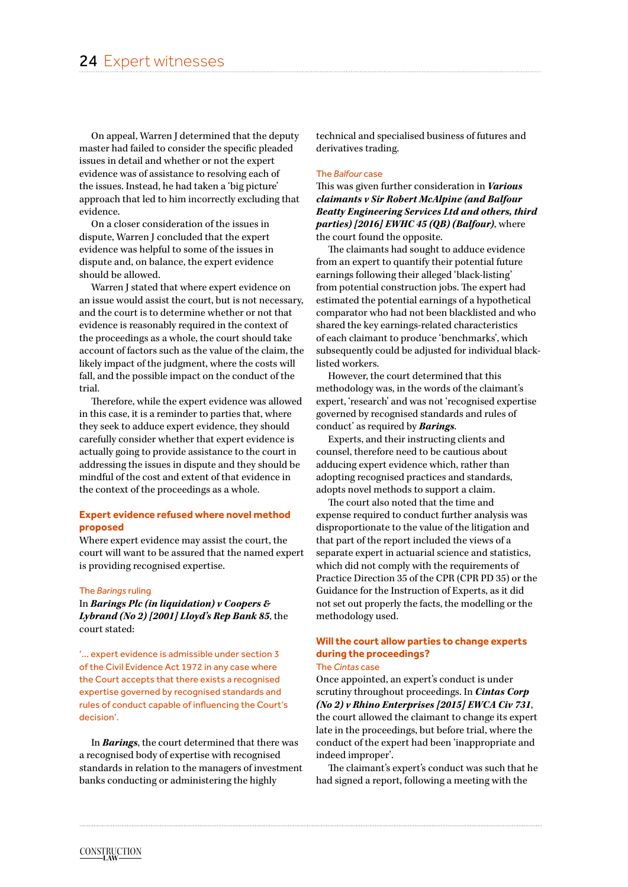On appeal, Warren J determined that the deputy master had failed to consider the specific pleaded issues in detail and whether or not the expert evidence was of assistance to resolving each of the issues. Instead, he had taken a 'big picture' approach that led to him incorrectly excluding that evidence.

On a closer consideration of the issues in dispute, Warren J concluded that the expert evidence was helpful to some of the issues in dispute and, on balance, the expert evidence should be allowed.

Warren J stated that where expert evidence on an issue would assist the court, but is not necessary, and the court is to determine whether or not that evidence is reasonably required in the context of the proceedings as a whole, the court should take account of factors such as the value of the claim, the likely impact of the judgment, where the costs will fall, and the possible impact on the conduct of the trial.

Therefore, while the expert evidence was allowed in this case, it is a reminder to parties that, where they seek to adduce expert evidence, they should carefully consider whether that expert evidence is actually going to provide assistance to the court in addressing the issues in dispute and they should be mindful of the cost and extent of that evidence in the context of the proceedings as a whole.

## Expert evidence refused where novel method proposed

Where expert evidence may assist the court, the court will want to be assured that the named expert is providing recognised expertise.

### The *Barings* ruling

In ***Barings Plc (in liquidation) v Coopers & Lybrand (No 2) [2001] Lloyd's Rep Bank 85***, the court stated:

> '... expert evidence is admissible under section 3 of the Civil Evidence Act 1972 in any case where the Court accepts that there exists a recognised expertise governed by recognised standards and rules of conduct capable of influencing the Court's decision'.

In ***Barings***, the court determined that there was a recognised body of expertise with recognised standards in relation to the managers of investment banks conducting or administering the highly technical and specialised business of futures and derivatives trading.

### The *Balfour* case

This was given further consideration in ***Various claimants v Sir Robert McAlpine (and Balfour Beatty Engineering Services Ltd and others, third parties) [2016] EWHC 45 (QB) (Balfour)***, where the court found the opposite.

The claimants had sought to adduce evidence from an expert to quantify their potential future earnings following their alleged 'black-listing' from potential construction jobs. The expert had estimated the potential earnings of a hypothetical comparator who had not been blacklisted and who shared the key earnings-related characteristics of each claimant to produce 'benchmarks', which subsequently could be adjusted for individual black-listed workers.

However, the court determined that this methodology was, in the words of the claimant's expert, 'research' and was not 'recognised expertise governed by recognised standards and rules of conduct' as required by ***Barings***.

Experts, and their instructing clients and counsel, therefore need to be cautious about adducing expert evidence which, rather than adopting recognised practices and standards, adopts novel methods to support a claim.

The court also noted that the time and expense required to conduct further analysis was disproportionate to the value of the litigation and that part of the report included the views of a separate expert in actuarial science and statistics, which did not comply with the requirements of Practice Direction 35 of the CPR (CPR PD 35) or the Guidance for the Instruction of Experts, as it did not set out properly the facts, the modelling or the methodology used.

## Will the court allow parties to change experts during the proceedings?

### The *Cintas* case

Once appointed, an expert's conduct is under scrutiny throughout proceedings. In ***Cintas Corp (No 2) v Rhino Enterprises [2015] EWCA Civ 731***, the court allowed the claimant to change its expert late in the proceedings, but before trial, where the conduct of the expert had been 'inappropriate and indeed improper'.

The claimant's expert's conduct was such that he had signed a report, following a meeting with the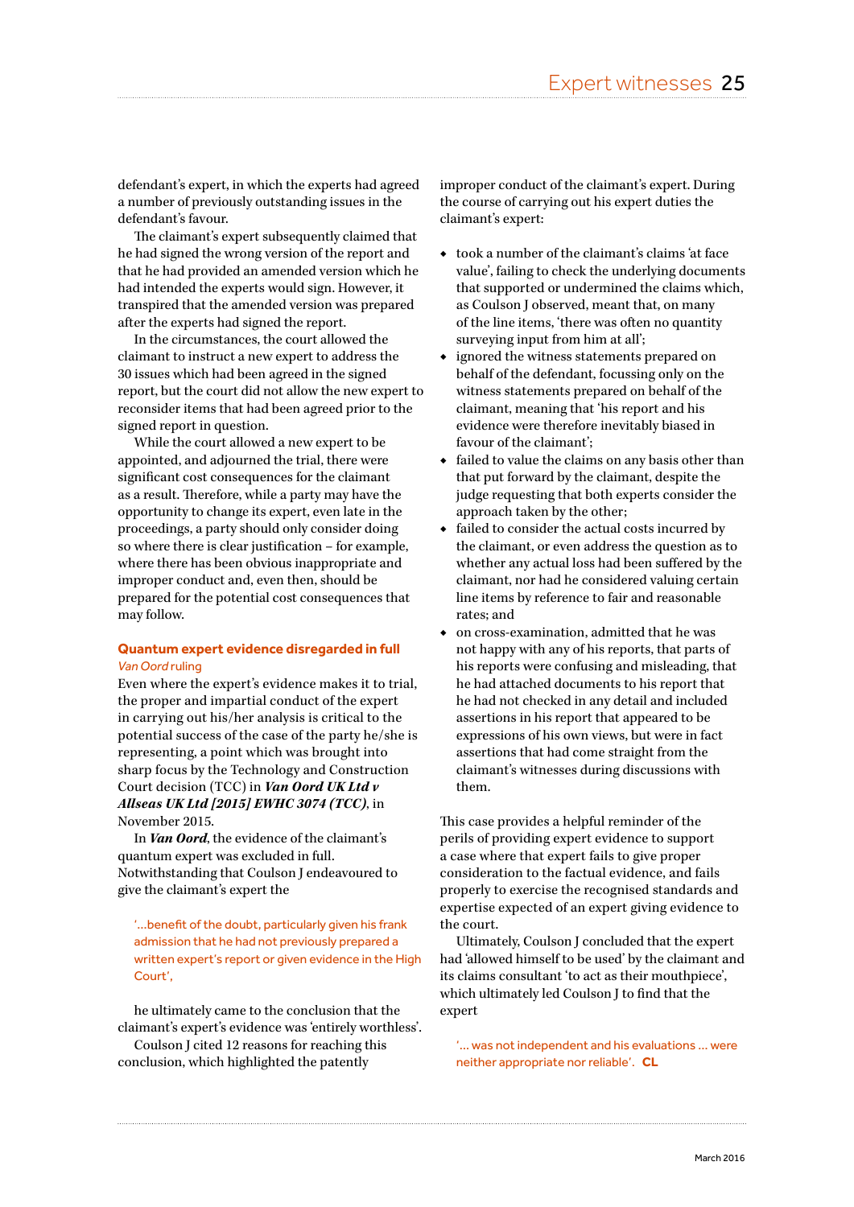defendant's expert, in which the experts had agreed a number of previously outstanding issues in the defendant's favour.

The claimant's expert subsequently claimed that he had signed the wrong version of the report and that he had provided an amended version which he had intended the experts would sign. However, it transpired that the amended version was prepared after the experts had signed the report.

In the circumstances, the court allowed the claimant to instruct a new expert to address the 30 issues which had been agreed in the signed report, but the court did not allow the new expert to reconsider items that had been agreed prior to the signed report in question.

While the court allowed a new expert to be appointed, and adjourned the trial, there were significant cost consequences for the claimant as a result. Therefore, while a party may have the opportunity to change its expert, even late in the proceedings, a party should only consider doing so where there is clear justification – for example, where there has been obvious inappropriate and improper conduct and, even then, should be prepared for the potential cost consequences that may follow.

### Quantum expert evidence disregarded in full

*Van Oord* ruling

Even where the expert's evidence makes it to trial, the proper and impartial conduct of the expert in carrying out his/her analysis is critical to the potential success of the case of the party he/she is representing, a point which was brought into sharp focus by the Technology and Construction Court decision (TCC) in ***Van Oord UK Ltd v Allseas UK Ltd [2015] EWHC 3074 (TCC)***, in November 2015.

In ***Van Oord***, the evidence of the claimant's quantum expert was excluded in full. Notwithstanding that Coulson J endeavoured to give the claimant's expert the

> '...benefit of the doubt, particularly given his frank admission that he had not previously prepared a written expert's report or given evidence in the High Court',

he ultimately came to the conclusion that the claimant's expert's evidence was 'entirely worthless'.

Coulson J cited 12 reasons for reaching this conclusion, which highlighted the patently improper conduct of the claimant's expert. During the course of carrying out his expert duties the claimant's expert:

- took a number of the claimant's claims 'at face value', failing to check the underlying documents that supported or undermined the claims which, as Coulson J observed, meant that, on many of the line items, 'there was often no quantity surveying input from him at all';
- ignored the witness statements prepared on behalf of the defendant, focussing only on the witness statements prepared on behalf of the claimant, meaning that 'his report and his evidence were therefore inevitably biased in favour of the claimant';
- failed to value the claims on any basis other than that put forward by the claimant, despite the judge requesting that both experts consider the approach taken by the other;
- failed to consider the actual costs incurred by the claimant, or even address the question as to whether any actual loss had been suffered by the claimant, nor had he considered valuing certain line items by reference to fair and reasonable rates; and
- on cross-examination, admitted that he was not happy with any of his reports, that parts of his reports were confusing and misleading, that he had attached documents to his report that he had not checked in any detail and included assertions in his report that appeared to be expressions of his own views, but were in fact assertions that had come straight from the claimant's witnesses during discussions with them.

This case provides a helpful reminder of the perils of providing expert evidence to support a case where that expert fails to give proper consideration to the factual evidence, and fails properly to exercise the recognised standards and expertise expected of an expert giving evidence to the court.

Ultimately, Coulson J concluded that the expert had 'allowed himself to be used' by the claimant and its claims consultant 'to act as their mouthpiece', which ultimately led Coulson J to find that the expert

> '... was not independent and his evaluations ... were neither appropriate nor reliable'. **CL**